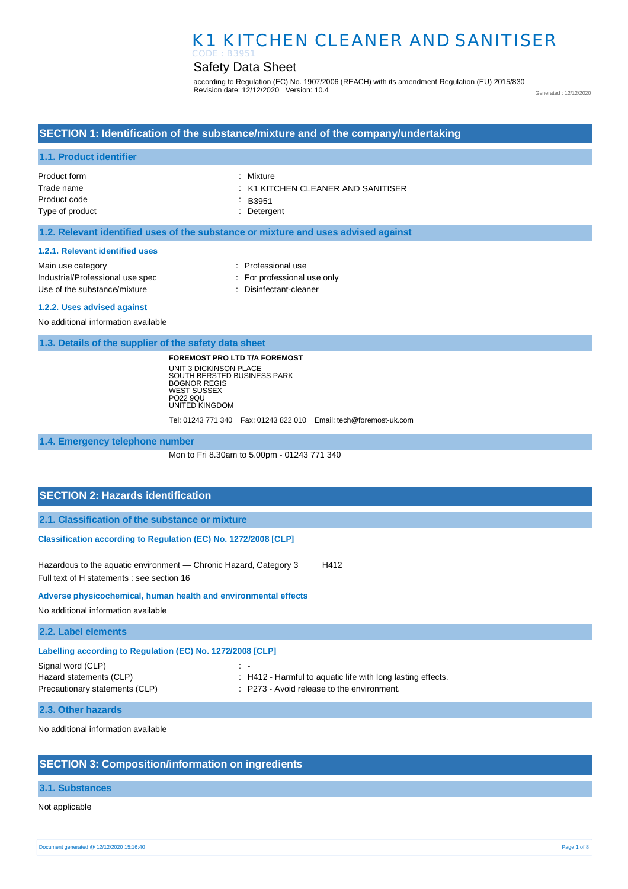# K1 KITCHEN CLEANER AND SANITISER

CODE : B3951

## Safety Data Sheet

according to Regulation (EC) No. 1907/2006 (REACH) with its amendment Regulation (EU) 2015/830
Revision date: 12/12/2020 Version: 10.4

Generated : 12/12/2020

## SECTION 1: Identification of the substance/mixture and of the company/undertaking

### 1.1. Product identifier

| | |
|---|---|
| Product form | : Mixture |
| Trade name | : K1 KITCHEN CLEANER AND SANITISER |
| Product code | : B3951 |
| Type of product | : Detergent |

### 1.2. Relevant identified uses of the substance or mixture and uses advised against

#### 1.2.1. Relevant identified uses

| | |
|---|---|
| Main use category | : Professional use |
| Industrial/Professional use spec | : For professional use only |
| Use of the substance/mixture | : Disinfectant-cleaner |

#### 1.2.2. Uses advised against

No additional information available

### 1.3. Details of the supplier of the safety data sheet

**FOREMOST PRO LTD T/A FOREMOST**
UNIT 3 DICKINSON PLACE
SOUTH BERSTED BUSINESS PARK
BOGNOR REGIS
WEST SUSSEX
PO22 9QU
UNITED KINGDOM

Tel: 01243 771 340 Fax: 01243 822 010 Email: tech@foremost-uk.com

### 1.4. Emergency telephone number

Mon to Fri 8.30am to 5.00pm - 01243 771 340

## SECTION 2: Hazards identification

### 2.1. Classification of the substance or mixture

#### Classification according to Regulation (EC) No. 1272/2008 [CLP]

Hazardous to the aquatic environment — Chronic Hazard, Category 3 H412

Full text of H statements : see section 16

#### Adverse physicochemical, human health and environmental effects

No additional information available

### 2.2. Label elements

#### Labelling according to Regulation (EC) No. 1272/2008 [CLP]

| | |
|---|---|
| Signal word (CLP) | : - |
| Hazard statements (CLP) | : H412 - Harmful to aquatic life with long lasting effects. |
| Precautionary statements (CLP) | : P273 - Avoid release to the environment. |

### 2.3. Other hazards

No additional information available

## SECTION 3: Composition/information on ingredients

### 3.1. Substances

Not applicable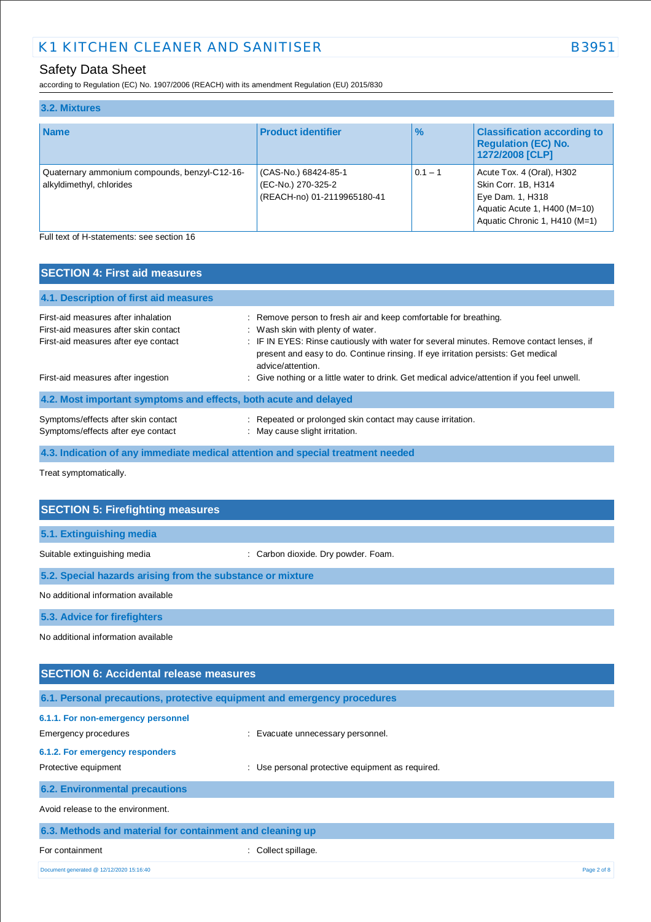### 3.2. Mixtures

| Name | Product identifier | % | Classification according to Regulation (EC) No. 1272/2008 [CLP] |
| --- | --- | --- | --- |
| Quaternary ammonium compounds, benzyl-C12-16-alkyldimethyl, chlorides | (CAS-No.) 68424-85-1<br>(EC-No.) 270-325-2<br>(REACH-no) 01-2119965180-41 | 0.1 – 1 | Acute Tox. 4 (Oral), H302<br>Skin Corr. 1B, H314<br>Eye Dam. 1, H318<br>Aquatic Acute 1, H400 (M=10)<br>Aquatic Chronic 1, H410 (M=1) |

Full text of H-statements: see section 16

## SECTION 4: First aid measures

### 4.1. Description of first aid measures

First-aid measures after inhalation : Remove person to fresh air and keep comfortable for breathing.

First-aid measures after skin contact : Wash skin with plenty of water.

First-aid measures after eye contact : IF IN EYES: Rinse cautiously with water for several minutes. Remove contact lenses, if present and easy to do. Continue rinsing. If eye irritation persists: Get medical advice/attention.

First-aid measures after ingestion : Give nothing or a little water to drink. Get medical advice/attention if you feel unwell.

### 4.2. Most important symptoms and effects, both acute and delayed

Symptoms/effects after skin contact : Repeated or prolonged skin contact may cause irritation.

Symptoms/effects after eye contact : May cause slight irritation.

### 4.3. Indication of any immediate medical attention and special treatment needed

Treat symptomatically.

## SECTION 5: Firefighting measures

### 5.1. Extinguishing media

Suitable extinguishing media : Carbon dioxide. Dry powder. Foam.

### 5.2. Special hazards arising from the substance or mixture

No additional information available

### 5.3. Advice for firefighters

No additional information available

## SECTION 6: Accidental release measures

### 6.1. Personal precautions, protective equipment and emergency procedures

#### 6.1.1. For non-emergency personnel

Emergency procedures : Evacuate unnecessary personnel.

#### 6.1.2. For emergency responders

Protective equipment : Use personal protective equipment as required.

### 6.2. Environmental precautions

Avoid release to the environment.

### 6.3. Methods and material for containment and cleaning up

For containment : Collect spillage.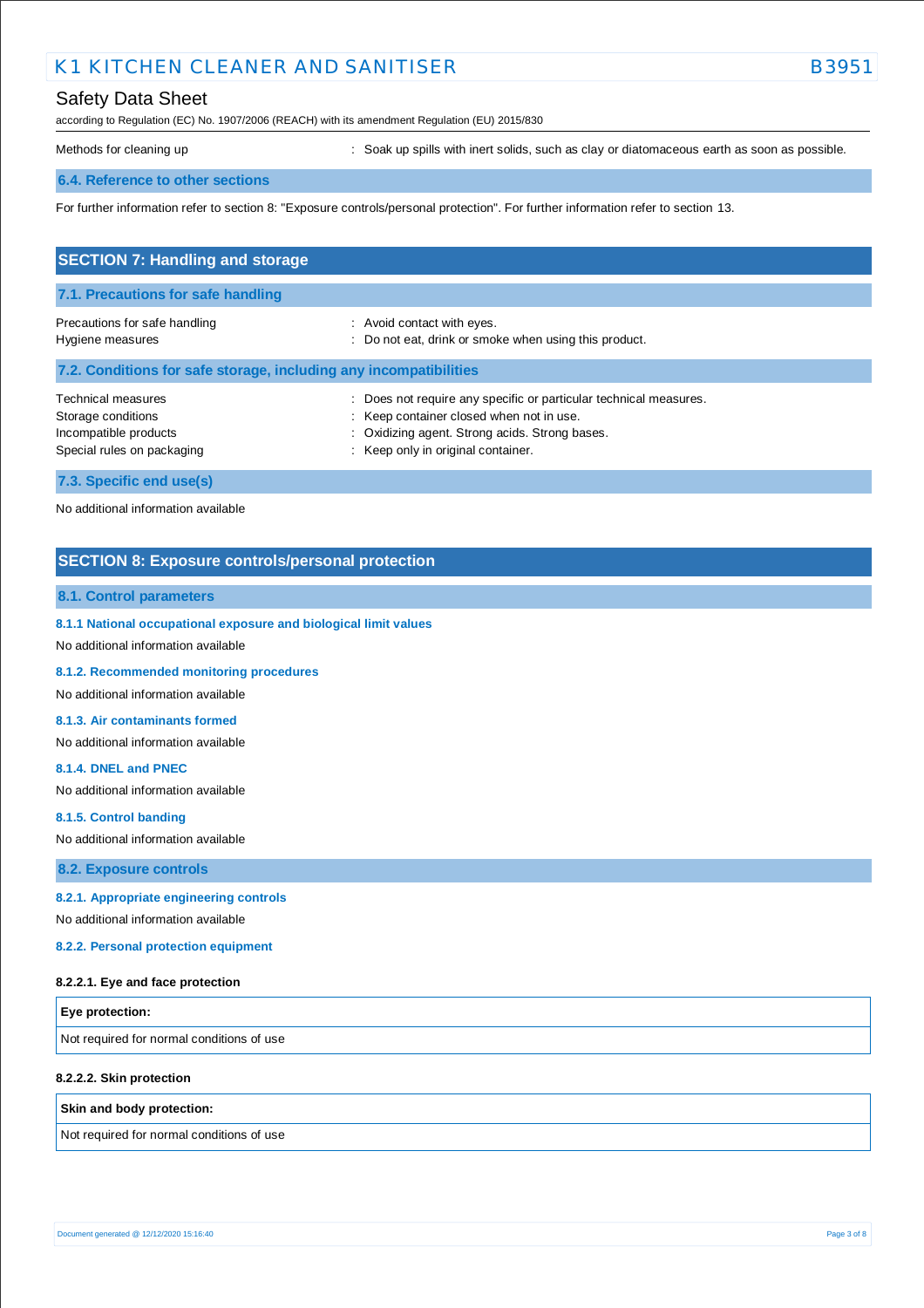Methods for cleaning up : Soak up spills with inert solids, such as clay or diatomaceous earth as soon as possible.

### 6.4. Reference to other sections

For further information refer to section 8: "Exposure controls/personal protection". For further information refer to section 13.

## SECTION 7: Handling and storage

### 7.1. Precautions for safe handling

Precautions for safe handling : Avoid contact with eyes.
Hygiene measures : Do not eat, drink or smoke when using this product.

### 7.2. Conditions for safe storage, including any incompatibilities

Technical measures : Does not require any specific or particular technical measures.
Storage conditions : Keep container closed when not in use.
Incompatible products : Oxidizing agent. Strong acids. Strong bases.
Special rules on packaging : Keep only in original container.

### 7.3. Specific end use(s)

No additional information available

## SECTION 8: Exposure controls/personal protection

### 8.1. Control parameters

#### 8.1.1 National occupational exposure and biological limit values

No additional information available

#### 8.1.2. Recommended monitoring procedures

No additional information available

#### 8.1.3. Air contaminants formed

No additional information available

#### 8.1.4. DNEL and PNEC

No additional information available

#### 8.1.5. Control banding

No additional information available

### 8.2. Exposure controls

#### 8.2.1. Appropriate engineering controls

No additional information available

#### 8.2.2. Personal protection equipment

**8.2.2.1. Eye and face protection**

| Eye protection: |
| --- |
| Not required for normal conditions of use |

**8.2.2.2. Skin protection**

| Skin and body protection: |
| --- |
| Not required for normal conditions of use |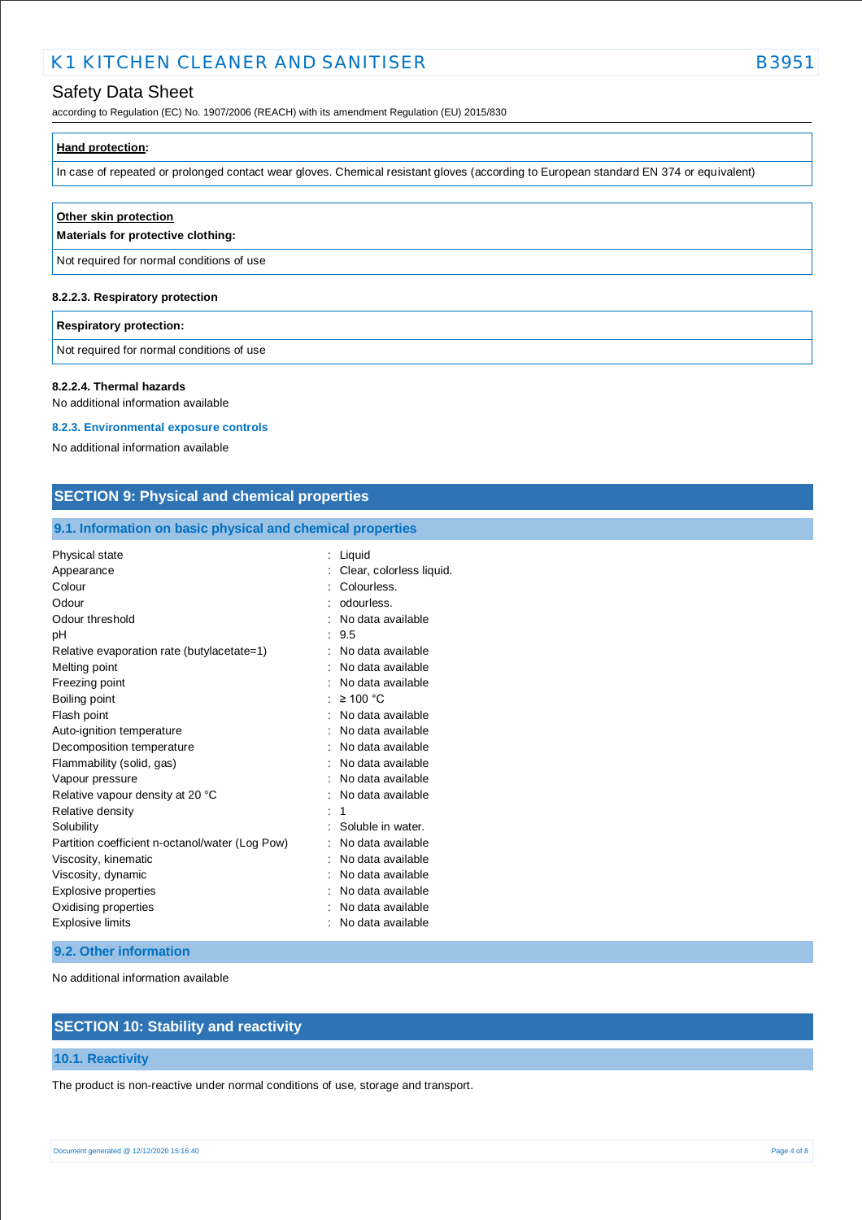| **Hand protection**: |
| --- |
| In case of repeated or prolonged contact wear gloves. Chemical resistant gloves (according to European standard EN 374 or equivalent) |

| **Other skin protection**<br>**Materials for protective clothing:** |
| --- |
| Not required for normal conditions of use |

#### 8.2.2.3. Respiratory protection

| **Respiratory protection:** |
| --- |
| Not required for normal conditions of use |

#### 8.2.2.4. Thermal hazards

No additional information available

### 8.2.3. Environmental exposure controls

No additional information available

## SECTION 9: Physical and chemical properties

### 9.1. Information on basic physical and chemical properties

| | |
| --- | --- |
| Physical state | : Liquid |
| Appearance | : Clear, colorless liquid. |
| Colour | : Colourless. |
| Odour | : odourless. |
| Odour threshold | : No data available |
| pH | : 9.5 |
| Relative evaporation rate (butylacetate=1) | : No data available |
| Melting point | : No data available |
| Freezing point | : No data available |
| Boiling point | : ≥ 100 °C |
| Flash point | : No data available |
| Auto-ignition temperature | : No data available |
| Decomposition temperature | : No data available |
| Flammability (solid, gas) | : No data available |
| Vapour pressure | : No data available |
| Relative vapour density at 20 °C | : No data available |
| Relative density | : 1 |
| Solubility | : Soluble in water. |
| Partition coefficient n-octanol/water (Log Pow) | : No data available |
| Viscosity, kinematic | : No data available |
| Viscosity, dynamic | : No data available |
| Explosive properties | : No data available |
| Oxidising properties | : No data available |
| Explosive limits | : No data available |

### 9.2. Other information

No additional information available

## SECTION 10: Stability and reactivity

### 10.1. Reactivity

The product is non-reactive under normal conditions of use, storage and transport.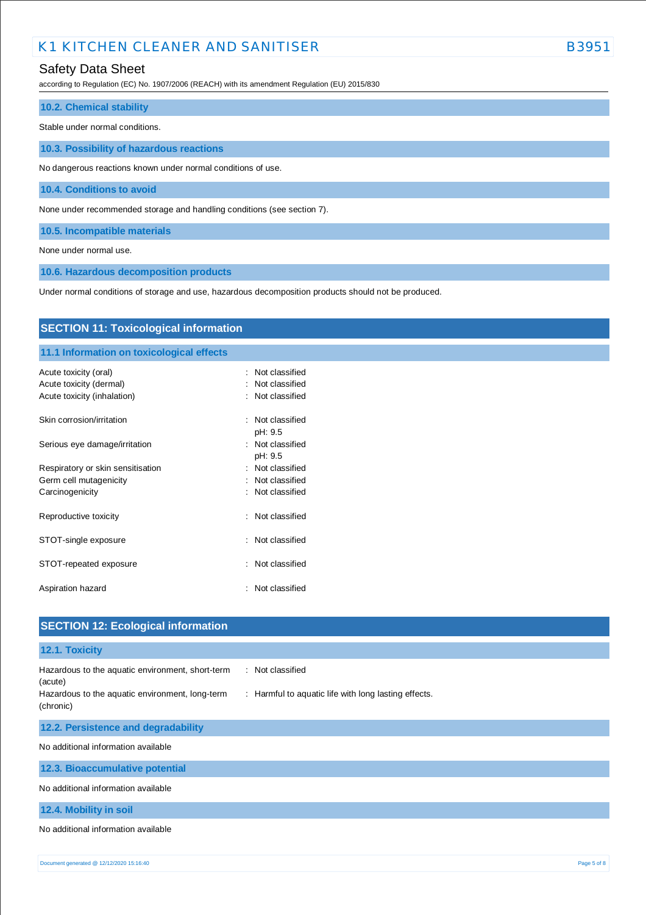### 10.2. Chemical stability

Stable under normal conditions.

### 10.3. Possibility of hazardous reactions

No dangerous reactions known under normal conditions of use.

### 10.4. Conditions to avoid

None under recommended storage and handling conditions (see section 7).

### 10.5. Incompatible materials

None under normal use.

### 10.6. Hazardous decomposition products

Under normal conditions of storage and use, hazardous decomposition products should not be produced.

## SECTION 11: Toxicological information

### 11.1 Information on toxicological effects

| | |
|---|---|
| Acute toxicity (oral) | : Not classified |
| Acute toxicity (dermal) | : Not classified |
| Acute toxicity (inhalation) | : Not classified |
| Skin corrosion/irritation | : Not classified<br>pH: 9.5 |
| Serious eye damage/irritation | : Not classified<br>pH: 9.5 |
| Respiratory or skin sensitisation | : Not classified |
| Germ cell mutagenicity | : Not classified |
| Carcinogenicity | : Not classified |
| Reproductive toxicity | : Not classified |
| STOT-single exposure | : Not classified |
| STOT-repeated exposure | : Not classified |
| Aspiration hazard | : Not classified |

## SECTION 12: Ecological information

### 12.1. Toxicity

| | |
|---|---|
| Hazardous to the aquatic environment, short-term (acute) | : Not classified |
| Hazardous to the aquatic environment, long-term (chronic) | : Harmful to aquatic life with long lasting effects. |

### 12.2. Persistence and degradability

No additional information available

### 12.3. Bioaccumulative potential

No additional information available

### 12.4. Mobility in soil

No additional information available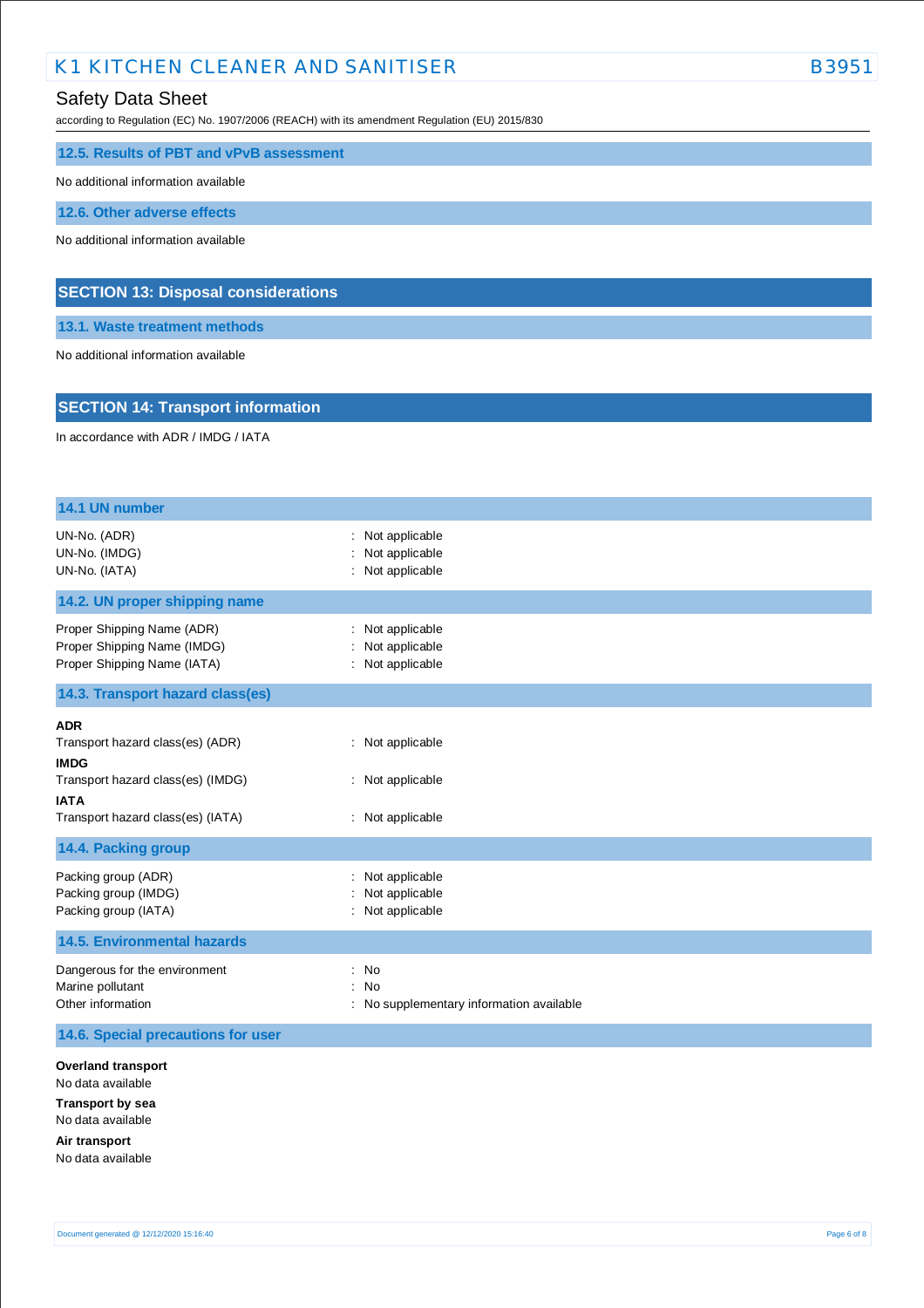### 12.5. Results of PBT and vPvB assessment

No additional information available

### 12.6. Other adverse effects

No additional information available

## SECTION 13: Disposal considerations

### 13.1. Waste treatment methods

No additional information available

## SECTION 14: Transport information

In accordance with ADR / IMDG / IATA

### 14.1 UN number

| | |
|---|---|
| UN-No. (ADR) | : Not applicable |
| UN-No. (IMDG) | : Not applicable |
| UN-No. (IATA) | : Not applicable |

### 14.2. UN proper shipping name

| | |
|---|---|
| Proper Shipping Name (ADR) | : Not applicable |
| Proper Shipping Name (IMDG) | : Not applicable |
| Proper Shipping Name (IATA) | : Not applicable |

### 14.3. Transport hazard class(es)

**ADR**

| | |
|---|---|
| Transport hazard class(es) (ADR) | : Not applicable |

**IMDG**

| | |
|---|---|
| Transport hazard class(es) (IMDG) | : Not applicable |

**IATA**

| | |
|---|---|
| Transport hazard class(es) (IATA) | : Not applicable |

### 14.4. Packing group

| | |
|---|---|
| Packing group (ADR) | : Not applicable |
| Packing group (IMDG) | : Not applicable |
| Packing group (IATA) | : Not applicable |

### 14.5. Environmental hazards

| | |
|---|---|
| Dangerous for the environment | : No |
| Marine pollutant | : No |
| Other information | : No supplementary information available |

### 14.6. Special precautions for user

**Overland transport**

No data available

**Transport by sea**

No data available

**Air transport**

No data available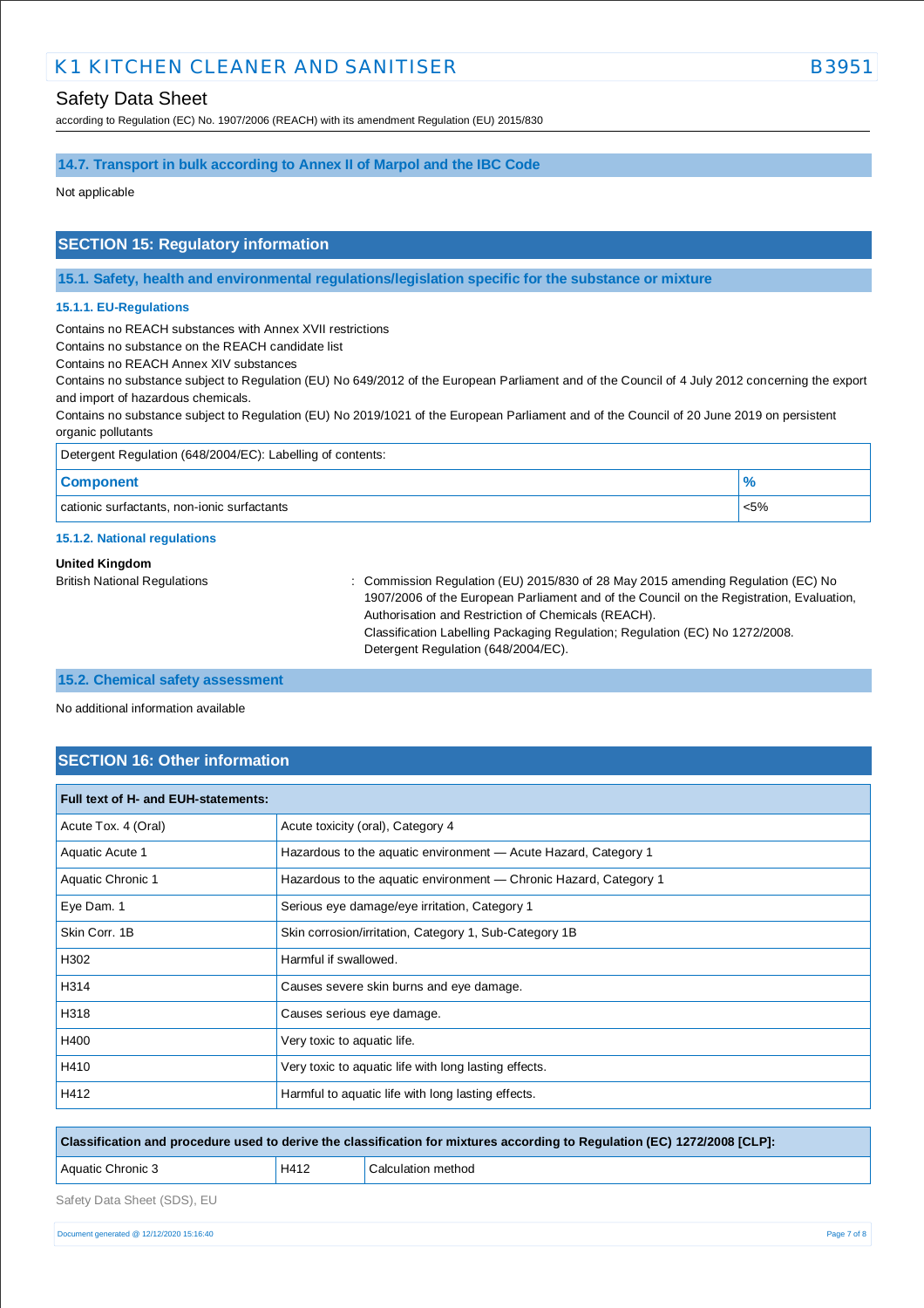### 14.7. Transport in bulk according to Annex II of Marpol and the IBC Code

Not applicable

## SECTION 15: Regulatory information

### 15.1. Safety, health and environmental regulations/legislation specific for the substance or mixture

#### 15.1.1. EU-Regulations

Contains no REACH substances with Annex XVII restrictions
Contains no substance on the REACH candidate list
Contains no REACH Annex XIV substances
Contains no substance subject to Regulation (EU) No 649/2012 of the European Parliament and of the Council of 4 July 2012 concerning the export and import of hazardous chemicals.
Contains no substance subject to Regulation (EU) No 2019/1021 of the European Parliament and of the Council of 20 June 2019 on persistent organic pollutants

Detergent Regulation (648/2004/EC): Labelling of contents:

| Component | % |
|---|---|
| cationic surfactants, non-ionic surfactants | <5% |

#### 15.1.2. National regulations

**United Kingdom**

British National Regulations : Commission Regulation (EU) 2015/830 of 28 May 2015 amending Regulation (EC) No 1907/2006 of the European Parliament and of the Council on the Registration, Evaluation, Authorisation and Restriction of Chemicals (REACH).
Classification Labelling Packaging Regulation; Regulation (EC) No 1272/2008.
Detergent Regulation (648/2004/EC).

### 15.2. Chemical safety assessment

No additional information available

## SECTION 16: Other information

| Full text of H- and EUH-statements: | |
|---|---|
| Acute Tox. 4 (Oral) | Acute toxicity (oral), Category 4 |
| Aquatic Acute 1 | Hazardous to the aquatic environment — Acute Hazard, Category 1 |
| Aquatic Chronic 1 | Hazardous to the aquatic environment — Chronic Hazard, Category 1 |
| Eye Dam. 1 | Serious eye damage/eye irritation, Category 1 |
| Skin Corr. 1B | Skin corrosion/irritation, Category 1, Sub-Category 1B |
| H302 | Harmful if swallowed. |
| H314 | Causes severe skin burns and eye damage. |
| H318 | Causes serious eye damage. |
| H400 | Very toxic to aquatic life. |
| H410 | Very toxic to aquatic life with long lasting effects. |
| H412 | Harmful to aquatic life with long lasting effects. |

| Classification and procedure used to derive the classification for mixtures according to Regulation (EC) 1272/2008 [CLP]: | | |
|---|---|---|
| Aquatic Chronic 3 | H412 | Calculation method |

Safety Data Sheet (SDS), EU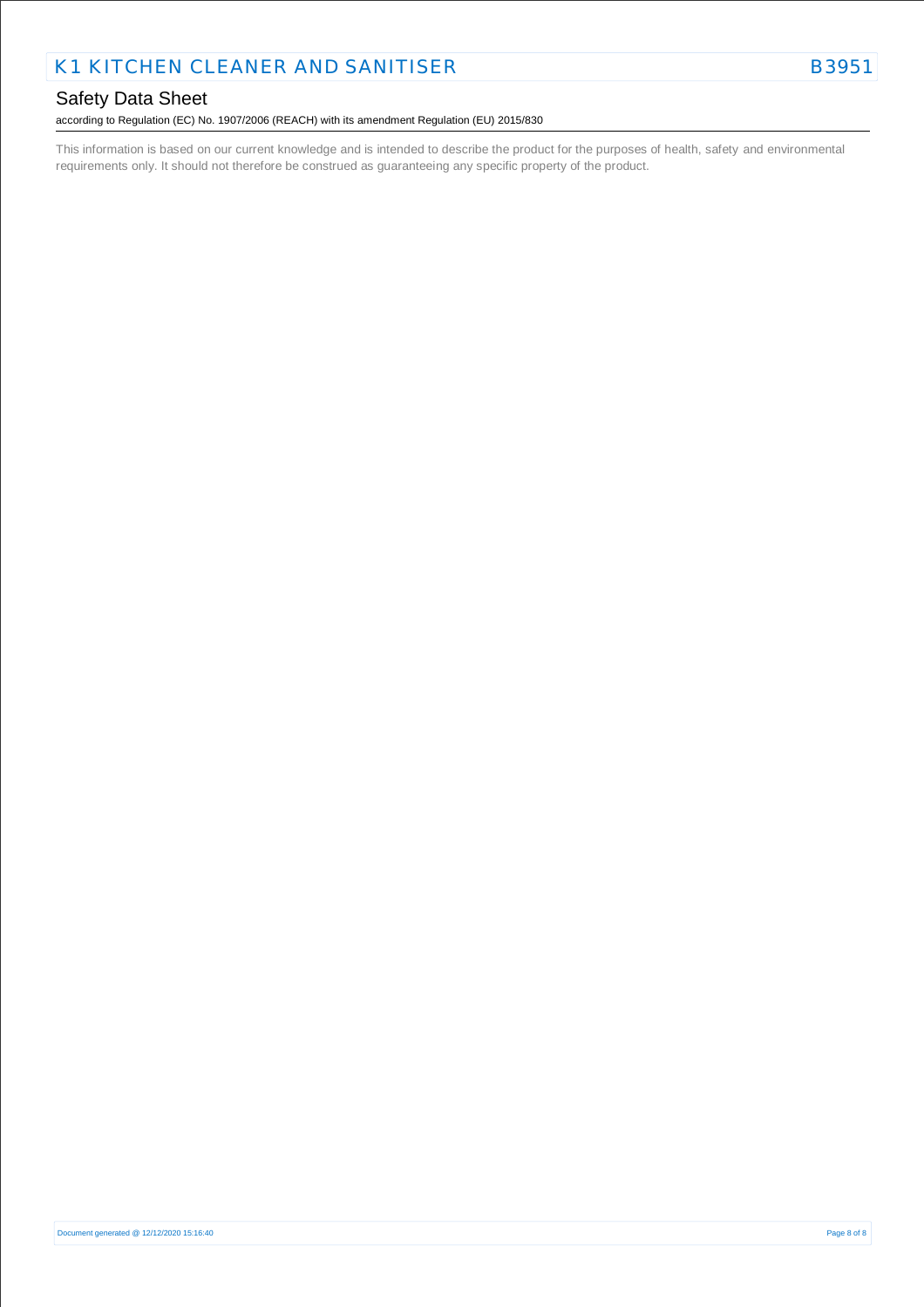This information is based on our current knowledge and is intended to describe the product for the purposes of health, safety and environmental requirements only. It should not therefore be construed as guaranteeing any specific property of the product.